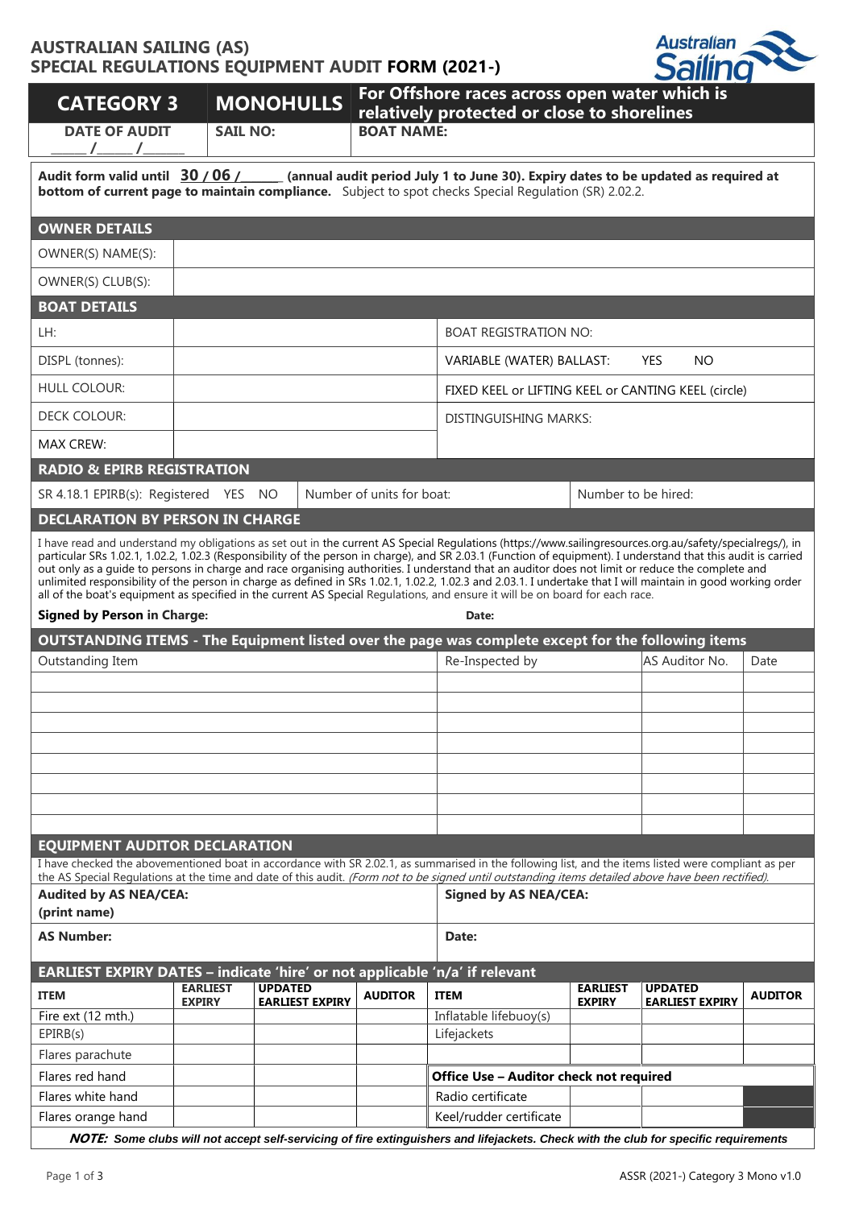# AUSTRALIAN SAILING (AS)
# SPECIAL REGULATIONS EQUIPMENT AUDIT FORM (2021-)

| CATEGORY 3 | MONOHULLS | For Offshore races across open water which is relatively protected or close to shorelines |
|---|---|---|
| DATE OF AUDIT ____ /____ /_____ | SAIL NO: | BOAT NAME: |

**Audit form valid until 30 / 06 /______ (annual audit period July 1 to June 30). Expiry dates to be updated as required at bottom of current page to maintain compliance.** Subject to spot checks Special Regulation (SR) 2.02.2.

## OWNER DETAILS

| OWNER(S) NAME(S): | |
|---|---|
| OWNER(S) CLUB(S): | |

## BOAT DETAILS

| LH: | | BOAT REGISTRATION NO: |
|---|---|---|
| DISPL (tonnes): | | VARIABLE (WATER) BALLAST: YES NO |
| HULL COLOUR: | | FIXED KEEL or LIFTING KEEL or CANTING KEEL (circle) |
| DECK COLOUR: | | DISTINGUISHING MARKS: |
| MAX CREW: | | |

## RADIO & EPIRB REGISTRATION

| SR 4.18.1 EPIRB(s): Registered YES NO | Number of units for boat: | Number to be hired: |
|---|---|---|

## DECLARATION BY PERSON IN CHARGE

I have read and understand my obligations as set out in the current AS Special Regulations (https://www.sailingresources.org.au/safety/specialregs/), in particular SRs 1.02.1, 1.02.2, 1.02.3 (Responsibility of the person in charge), and SR 2.03.1 (Function of equipment). I understand that this audit is carried out only as a guide to persons in charge and race organising authorities. I understand that an auditor does not limit or reduce the complete and unlimited responsibility of the person in charge as defined in SRs 1.02.1, 1.02.2, 1.02.3 and 2.03.1. I undertake that I will maintain in good working order all of the boat's equipment as specified in the current AS Special Regulations, and ensure it will be on board for each race.

**Signed by Person in Charge:** **Date:**

## OUTSTANDING ITEMS - The Equipment listed over the page was complete except for the following items

| Outstanding Item | Re-Inspected by | AS Auditor No. | Date |
|---|---|---|---|
| | | | |
| | | | |
| | | | |
| | | | |
| | | | |
| | | | |
| | | | |
| | | | |

## EQUIPMENT AUDITOR DECLARATION

I have checked the abovementioned boat in accordance with SR 2.02.1, as summarised in the following list, and the items listed were compliant as per the AS Special Regulations at the time and date of this audit. *(Form not to be signed until outstanding items detailed above have been rectified).*

| **Audited by AS NEA/CEA: (print name)** | **Signed by AS NEA/CEA:** |
|---|---|
| **AS Number:** | **Date:** |

## EARLIEST EXPIRY DATES – indicate 'hire' or not applicable 'n/a' if relevant

| ITEM | EARLIEST EXPIRY | UPDATED EARLIEST EXPIRY | AUDITOR | ITEM | EARLIEST EXPIRY | UPDATED EARLIEST EXPIRY | AUDITOR |
|---|---|---|---|---|---|---|---|
| Fire ext (12 mth.) | | | | Inflatable lifebuoy(s) | | | |
| EPIRB(s) | | | | Lifejackets | | | |
| Flares parachute | | | | | | | |
| Flares red hand | | | | **Office Use – Auditor check not required** | | | |
| Flares white hand | | | | Radio certificate | | | |
| Flares orange hand | | | | Keel/rudder certificate | | | |

***NOTE:* *Some clubs will not accept self-servicing of fire extinguishers and lifejackets. Check with the club for specific requirements***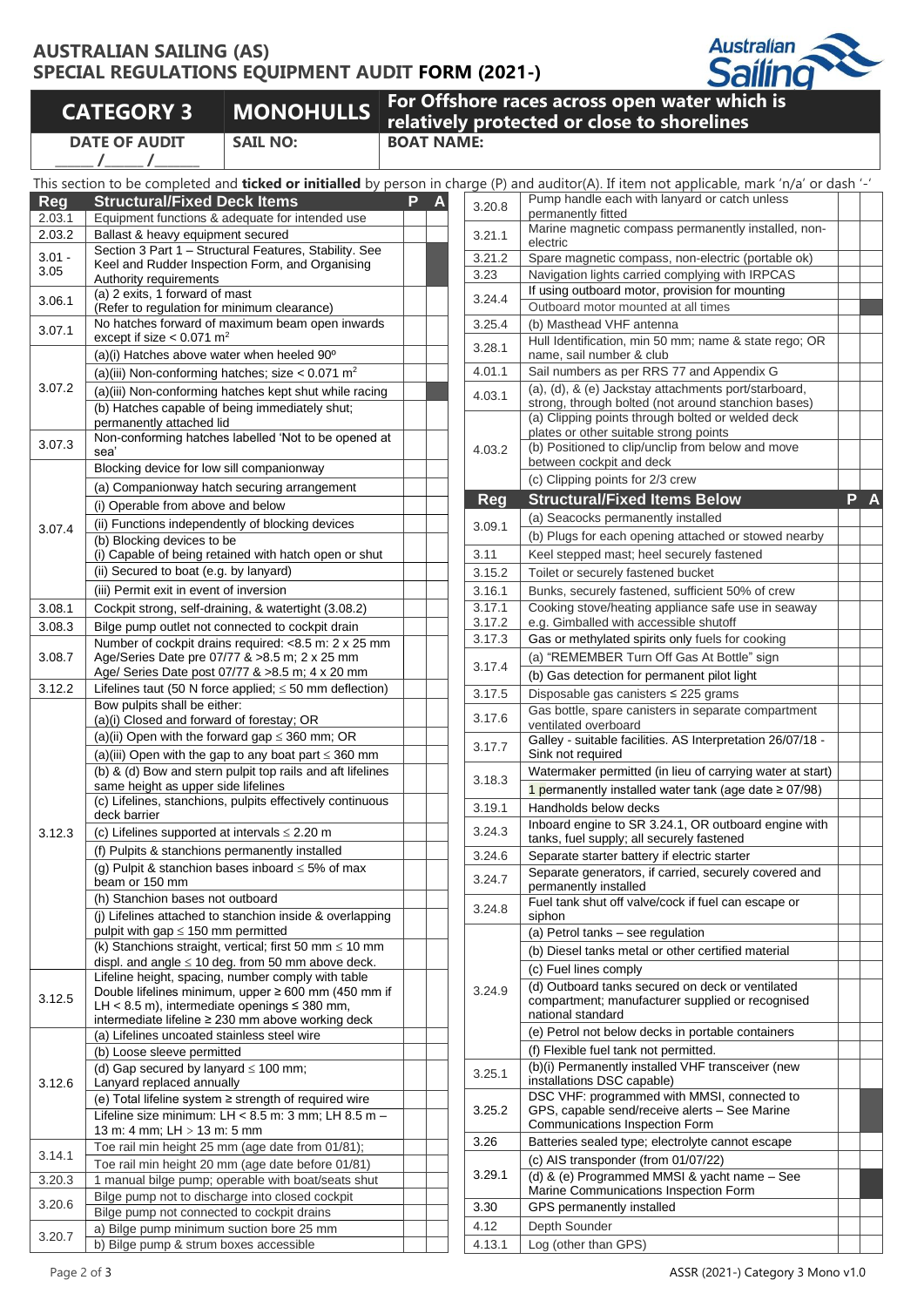# AUSTRALIAN SAILING (AS) SPECIAL REGULATIONS EQUIPMENT AUDIT FORM (2021-)

| CATEGORY 3 | MONOHULLS | For Offshore races across open water which is relatively protected or close to shorelines |
|---|---|---|
| DATE OF AUDIT ___/___/___ | SAIL NO: | BOAT NAME: |

This section to be completed and **ticked or initialled** by person in charge (P) and auditor(A). If item not applicable, mark 'n/a' or dash '-'

| Reg | Structural/Fixed Deck Items | P | A |
|---|---|---|---|
| 2.03.1 | Equipment functions & adequate for intended use | | |
| 2.03.2 | Ballast & heavy equipment secured | | |
| 3.01 - 3.05 | Section 3 Part 1 – Structural Features, Stability. See Keel and Rudder Inspection Form, and Organising Authority requirements | | |
| 3.06.1 | (a) 2 exits, 1 forward of mast (Refer to regulation for minimum clearance) | | |
| 3.07.1 | No hatches forward of maximum beam open inwards except if size < 0.071 m² | | |
| 3.07.2 | (a)(i) Hatches above water when heeled 90º | | |
| | (a)(iii) Non-conforming hatches; size < 0.071 m² | | |
| | (a)(iii) Non-conforming hatches kept shut while racing | | |
| | (b) Hatches capable of being immediately shut; permanently attached lid | | |
| 3.07.3 | Non-conforming hatches labelled 'Not to be opened at sea' | | |
| 3.07.4 | Blocking device for low sill companionway | | |
| | (a) Companionway hatch securing arrangement | | |
| | (i) Operable from above and below | | |
| | (ii) Functions independently of blocking devices | | |
| | (b) Blocking devices to be (i) Capable of being retained with hatch open or shut | | |
| | (ii) Secured to boat (e.g. by lanyard) | | |
| | (iii) Permit exit in event of inversion | | |
| 3.08.1 | Cockpit strong, self-draining, & watertight (3.08.2) | | |
| 3.08.3 | Bilge pump outlet not connected to cockpit drain | | |
| 3.08.7 | Number of cockpit drains required: <8.5 m: 2 x 25 mm Age/Series Date pre 07/77 & >8.5 m; 2 x 25 mm Age/ Series Date post 07/77 & >8.5 m; 4 x 20 mm | | |
| 3.12.2 | Lifelines taut (50 N force applied; ≤ 50 mm deflection) | | |
| 3.12.3 | Bow pulpits shall be either: (a)(i) Closed and forward of forestay; OR | | |
| | (a)(ii) Open with the forward gap ≤ 360 mm; OR | | |
| | (a)(iii) Open with the gap to any boat part ≤ 360 mm | | |
| | (b) & (d) Bow and stern pulpit top rails and aft lifelines same height as upper side lifelines | | |
| | (c) Lifelines, stanchions, pulpits effectively continuous deck barrier | | |
| | (c) Lifelines supported at intervals ≤ 2.20 m | | |
| | (f) Pulpits & stanchions permanently installed | | |
| | (g) Pulpit & stanchion bases inboard ≤ 5% of max beam or 150 mm | | |
| | (h) Stanchion bases not outboard | | |
| | (j) Lifelines attached to stanchion inside & overlapping pulpit with gap ≤ 150 mm permitted | | |
| | (k) Stanchions straight, vertical; first 50 mm ≤ 10 mm displ. and angle ≤ 10 deg. from 50 mm above deck. | | |
| 3.12.5 | Lifeline height, spacing, number comply with table Double lifelines minimum, upper ≥ 600 mm (450 mm if LH < 8.5 m), intermediate openings ≤ 380 mm, intermediate lifeline ≥ 230 mm above working deck | | |
| 3.12.6 | (a) Lifelines uncoated stainless steel wire | | |
| | (b) Loose sleeve permitted | | |
| | (d) Gap secured by lanyard ≤ 100 mm; Lanyard replaced annually | | |
| | (e) Total lifeline system ≥ strength of required wire | | |
| | Lifeline size minimum: LH < 8.5 m: 3 mm; LH 8.5 m – 13 m: 4 mm; LH > 13 m: 5 mm | | |
| 3.14.1 | Toe rail min height 25 mm (age date from 01/81); | | |
| | Toe rail min height 20 mm (age date before 01/81) | | |
| 3.20.3 | 1 manual bilge pump; operable with boat/seats shut | | |
| 3.20.6 | Bilge pump not to discharge into closed cockpit | | |
| | Bilge pump not connected to cockpit drains | | |
| 3.20.7 | a) Bilge pump minimum suction bore 25 mm | | |
| | b) Bilge pump & strum boxes accessible | | |
| 3.20.8 | Pump handle each with lanyard or catch unless permanently fitted | | |
| 3.21.1 | Marine magnetic compass permanently installed, non-electric | | |
| 3.21.2 | Spare magnetic compass, non-electric (portable ok) | | |
| 3.23 | Navigation lights carried complying with IRPCAS | | |
| 3.24.4 | If using outboard motor, provision for mounting | | |
| | Outboard motor mounted at all times | | |
| 3.25.4 | (b) Masthead VHF antenna | | |
| 3.28.1 | Hull Identification, min 50 mm; name & state rego; OR name, sail number & club | | |
| 4.01.1 | Sail numbers as per RRS 77 and Appendix G | | |
| 4.03.1 | (a), (d), & (e) Jackstay attachments port/starboard, strong, through bolted (not around stanchion bases) | | |
| 4.03.2 | (a) Clipping points through bolted or welded deck plates or other suitable strong points | | |
| | (b) Positioned to clip/unclip from below and move between cockpit and deck | | |
| | (c) Clipping points for 2/3 crew | | |

| Reg | Structural/Fixed Items Below | P | A |
|---|---|---|---|
| 3.09.1 | (a) Seacocks permanently installed | | |
| | (b) Plugs for each opening attached or stowed nearby | | |
| 3.11 | Keel stepped mast; heel securely fastened | | |
| 3.15.2 | Toilet or securely fastened bucket | | |
| 3.16.1 | Bunks, securely fastened, sufficient 50% of crew | | |
| 3.17.1 3.17.2 | Cooking stove/heating appliance safe use in seaway e.g. Gimballed with accessible shutoff | | |
| 3.17.3 | Gas or methylated spirits only fuels for cooking | | |
| 3.17.4 | (a) "REMEMBER Turn Off Gas At Bottle" sign | | |
| | (b) Gas detection for permanent pilot light | | |
| 3.17.5 | Disposable gas canisters ≤ 225 grams | | |
| 3.17.6 | Gas bottle, spare canisters in separate compartment ventilated overboard | | |
| 3.17.7 | Galley - suitable facilities. AS Interpretation 26/07/18 - Sink not required | | |
| 3.18.3 | Watermaker permitted (in lieu of carrying water at start) | | |
| | 1 permanently installed water tank (age date ≥ 07/98) | | |
| 3.19.1 | Handholds below decks | | |
| 3.24.3 | Inboard engine to SR 3.24.1, OR outboard engine with tanks, fuel supply; all securely fastened | | |
| 3.24.6 | Separate starter battery if electric starter | | |
| 3.24.7 | Separate generators, if carried, securely covered and permanently installed | | |
| 3.24.8 | Fuel tank shut off valve/cock if fuel can escape or siphon | | |
| 3.24.9 | (a) Petrol tanks – see regulation | | |
| | (b) Diesel tanks metal or other certified material | | |
| | (c) Fuel lines comply | | |
| | (d) Outboard tanks secured on deck or ventilated compartment; manufacturer supplied or recognised national standard | | |
| | (e) Petrol not below decks in portable containers | | |
| | (f) Flexible fuel tank not permitted. | | |
| 3.25.1 | (b)(i) Permanently installed VHF transceiver (new installations DSC capable) | | |
| 3.25.2 | DSC VHF: programmed with MMSI, connected to GPS, capable send/receive alerts – See Marine Communications Inspection Form | | |
| 3.26 | Batteries sealed type; electrolyte cannot escape | | |
| 3.29.1 | (c) AIS transponder (from 01/07/22) | | |
| | (d) & (e) Programmed MMSI & yacht name – See Marine Communications Inspection Form | | |
| 3.30 | GPS permanently installed | | |
| 4.12 | Depth Sounder | | |
| 4.13.1 | Log (other than GPS) | | |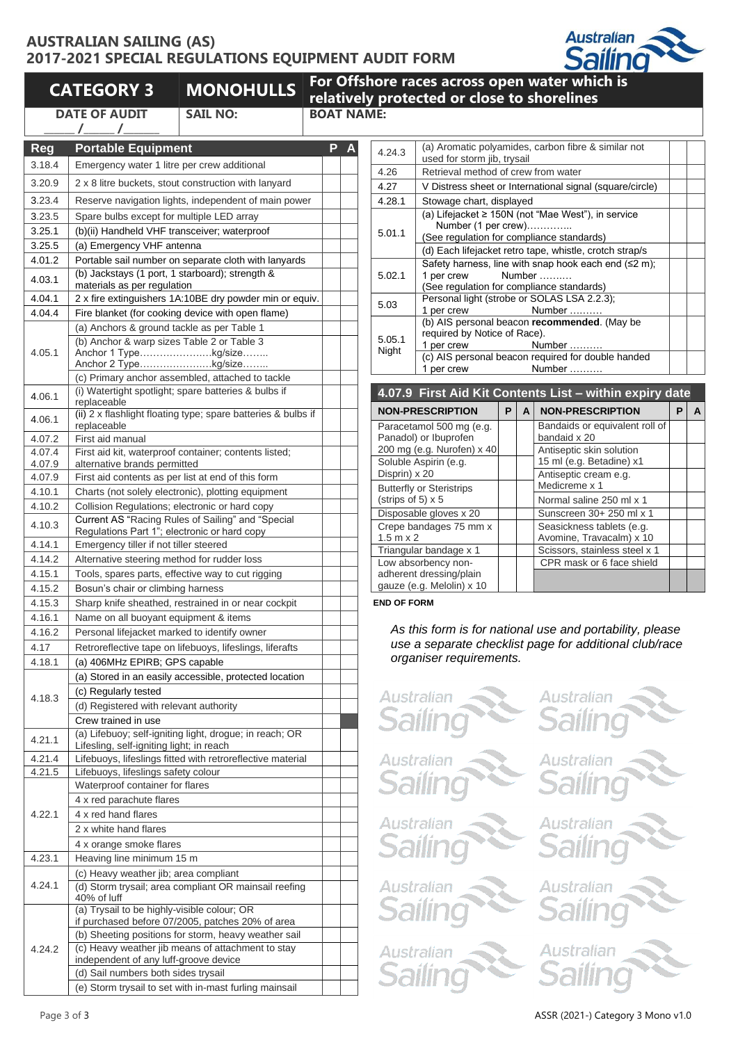# AUSTRALIAN SAILING (AS)
# 2017-2021 SPECIAL REGULATIONS EQUIPMENT AUDIT FORM

| CATEGORY 3 | MONOHULLS | For Offshore races across open water which is relatively protected or close to shorelines |
|---|---|---|
| DATE OF AUDIT ____/____/____ | SAIL NO: | BOAT NAME: |

| Reg | Portable Equipment | P | A |
|---|---|---|---|
| 3.18.4 | Emergency water 1 litre per crew additional | | |
| 3.20.9 | 2 x 8 litre buckets, stout construction with lanyard | | |
| 3.23.4 | Reserve navigation lights, independent of main power | | |
| 3.23.5 | Spare bulbs except for multiple LED array | | |
| 3.25.1 | (b)(ii) Handheld VHF transceiver; waterproof | | |
| 3.25.5 | (a) Emergency VHF antenna | | |
| 4.01.2 | Portable sail number on separate cloth with lanyards | | |
| 4.03.1 | (b) Jackstays (1 port, 1 starboard); strength & materials as per regulation | | |
| 4.04.1 | 2 x fire extinguishers 1A:10BE dry powder min or equiv. | | |
| 4.04.4 | Fire blanket (for cooking device with open flame) | | |
| 4.05.1 | (a) Anchors & ground tackle as per Table 1 | | |
| | (b) Anchor & warp sizes Table 2 or Table 3<br>Anchor 1 Type…………………kg/size……..<br>Anchor 2 Type…………………kg/size…….. | | |
| | (c) Primary anchor assembled, attached to tackle | | |
| 4.06.1 | (i) Watertight spotlight; spare batteries & bulbs if replaceable | | |
| 4.06.1 | (ii) 2 x flashlight floating type; spare batteries & bulbs if replaceable | | |
| 4.07.2 | First aid manual | | |
| 4.07.4<br>4.07.9 | First aid kit, waterproof container; contents listed; alternative brands permitted | | |
| 4.07.9 | First aid contents as per list at end of this form | | |
| 4.10.1 | Charts (not solely electronic), plotting equipment | | |
| 4.10.2 | Collision Regulations; electronic or hard copy | | |
| 4.10.3 | Current AS "Racing Rules of Sailing" and "Special Regulations Part 1"; electronic or hard copy | | |
| 4.14.1 | Emergency tiller if not tiller steered | | |
| 4.14.2 | Alternative steering method for rudder loss | | |
| 4.15.1 | Tools, spares parts, effective way to cut rigging | | |
| 4.15.2 | Bosun's chair or climbing harness | | |
| 4.15.3 | Sharp knife sheathed, restrained in or near cockpit | | |
| 4.16.1 | Name on all buoyant equipment & items | | |
| 4.16.2 | Personal lifejacket marked to identify owner | | |
| 4.17 | Retroreflective tape on lifebuoys, lifeslings, liferafts | | |
| 4.18.1 | (a) 406MHz EPIRB; GPS capable | | |
| 4.18.3 | (a) Stored in an easily accessible, protected location | | |
| | (c) Regularly tested | | |
| | (d) Registered with relevant authority | | |
| | Crew trained in use | | |
| 4.21.1 | (a) Lifebuoy; self-igniting light, drogue; in reach; OR Lifesling, self-igniting light; in reach | | |
| 4.21.4 | Lifebuoys, lifeslings fitted with retroreflective material | | |
| 4.21.5 | Lifebuoys, lifeslings safety colour | | |
| 4.22.1 | Waterproof container for flares | | |
| | 4 x red parachute flares | | |
| | 4 x red hand flares | | |
| | 2 x white hand flares | | |
| | 4 x orange smoke flares | | |
| 4.23.1 | Heaving line minimum 15 m | | |
| 4.24.1 | (c) Heavy weather jib; area compliant | | |
| | (d) Storm trysail; area compliant OR mainsail reefing 40% of luff | | |
| 4.24.2 | (a) Trysail to be highly-visible colour; OR if purchased before 07/2005, patches 20% of area | | |
| | (b) Sheeting positions for storm, heavy weather sail | | |
| | (c) Heavy weather jib means of attachment to stay independent of any luff-groove device | | |
| | (d) Sail numbers both sides trysail | | |
| | (e) Storm trysail to set with in-mast furling mainsail | | |
| 4.24.3 | (a) Aromatic polyamides, carbon fibre & similar not used for storm jib, trysail | | |
| 4.26 | Retrieval method of crew from water | | |
| 4.27 | V Distress sheet or International signal (square/circle) | | |
| 4.28.1 | Stowage chart, displayed | | |
| 5.01.1 | (a) Lifejacket ≥ 150N (not "Mae West"), in service<br>Number (1 per crew)…………..<br>(See regulation for compliance standards) | | |
| | (d) Each lifejacket retro tape, whistle, crotch strap/s | | |
| 5.02.1 | Safety harness, line with snap hook each end (≤2 m); 1 per crew Number ……...<br>(See regulation for compliance standards) | | |
| 5.03 | Personal light (strobe or SOLAS LSA 2.2.3);<br>1 per crew Number ………. | | |
| 5.05.1 Night | (b) AIS personal beacon **recommended**. (May be required by Notice of Race).<br>1 per crew Number ………. | | |
| | (c) AIS personal beacon required for double handed<br>1 per crew Number ………. | | |

## 4.07.9 First Aid Kit Contents List – within expiry date

| NON-PRESCRIPTION | P | A | NON-PRESCRIPTION | P | A |
|---|---|---|---|---|---|
| Paracetamol 500 mg (e.g. Panadol) or Ibuprofen 200 mg (e.g. Nurofen) x 40 | | | Bandaids or equivalent roll of bandaid x 20 | | |
| | | | Antiseptic skin solution 15 ml (e.g. Betadine) x1 | | |
| Soluble Aspirin (e.g. Disprin) x 20 | | | Antiseptic cream e.g. Medicreme x 1 | | |
| Butterfly or Steristrips (strips of 5) x 5 | | | Normal saline 250 ml x 1 | | |
| Disposable gloves x 20 | | | Sunscreen 30+ 250 ml x 1 | | |
| Crepe bandages 75 mm x 1.5 m x 2 | | | Seasickness tablets (e.g. Avomine, Travacalm) x 10 | | |
| Triangular bandage x 1 | | | Scissors, stainless steel x 1 | | |
| Low absorbency non-adherent dressing/plain gauze (e.g. Melolin) x 10 | | | CPR mask or 6 face shield | | |

**END OF FORM**

*As this form is for national use and portability, please use a separate checklist page for additional club/race organiser requirements.*